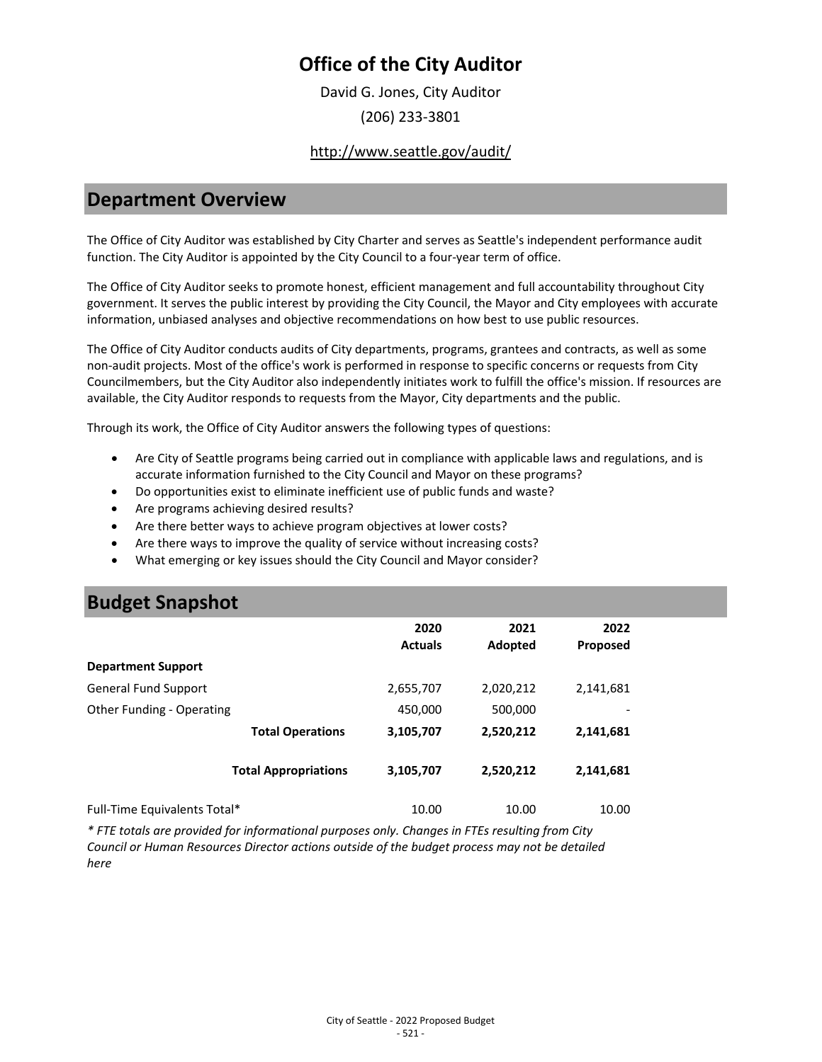# Office of the City Auditor

David G. Jones, City Auditor

(206) 233-3801

http://www.seattle.gov/audit/

## Department Overview

The Office of City Auditor was established by City Charter and serves as Seattle's independent performance audit function. The City Auditor is appointed by the City Council to a four-year term of office.

The Office of City Auditor seeks to promote honest, efficient management and full accountability throughout City government. It serves the public interest by providing the City Council, the Mayor and City employees with accurate information, unbiased analyses and objective recommendations on how best to use public resources.

The Office of City Auditor conducts audits of City departments, programs, grantees and contracts, as well as some non-audit projects. Most of the office's work is performed in response to specific concerns or requests from City Councilmembers, but the City Auditor also independently initiates work to fulfill the office's mission. If resources are available, the City Auditor responds to requests from the Mayor, City departments and the public.

Through its work, the Office of City Auditor answers the following types of questions:

- Are City of Seattle programs being carried out in compliance with applicable laws and regulations, and is accurate information furnished to the City Council and Mayor on these programs?
- Do opportunities exist to eliminate inefficient use of public funds and waste?
- Are programs achieving desired results?
- Are there better ways to achieve program objectives at lower costs?
- Are there ways to improve the quality of service without increasing costs?
- What emerging or key issues should the City Council and Mayor consider?

## Budget Snapshot

| | 2020 Actuals | 2021 Adopted | 2022 Proposed |
|---|---|---|---|
| **Department Support** | | | |
| General Fund Support | 2,655,707 | 2,020,212 | 2,141,681 |
| Other Funding - Operating | 450,000 | 500,000 | - |
| **Total Operations** | **3,105,707** | **2,520,212** | **2,141,681** |
| **Total Appropriations** | **3,105,707** | **2,520,212** | **2,141,681** |
| Full-Time Equivalents Total* | 10.00 | 10.00 | 10.00 |

*\* FTE totals are provided for informational purposes only. Changes in FTEs resulting from City Council or Human Resources Director actions outside of the budget process may not be detailed here*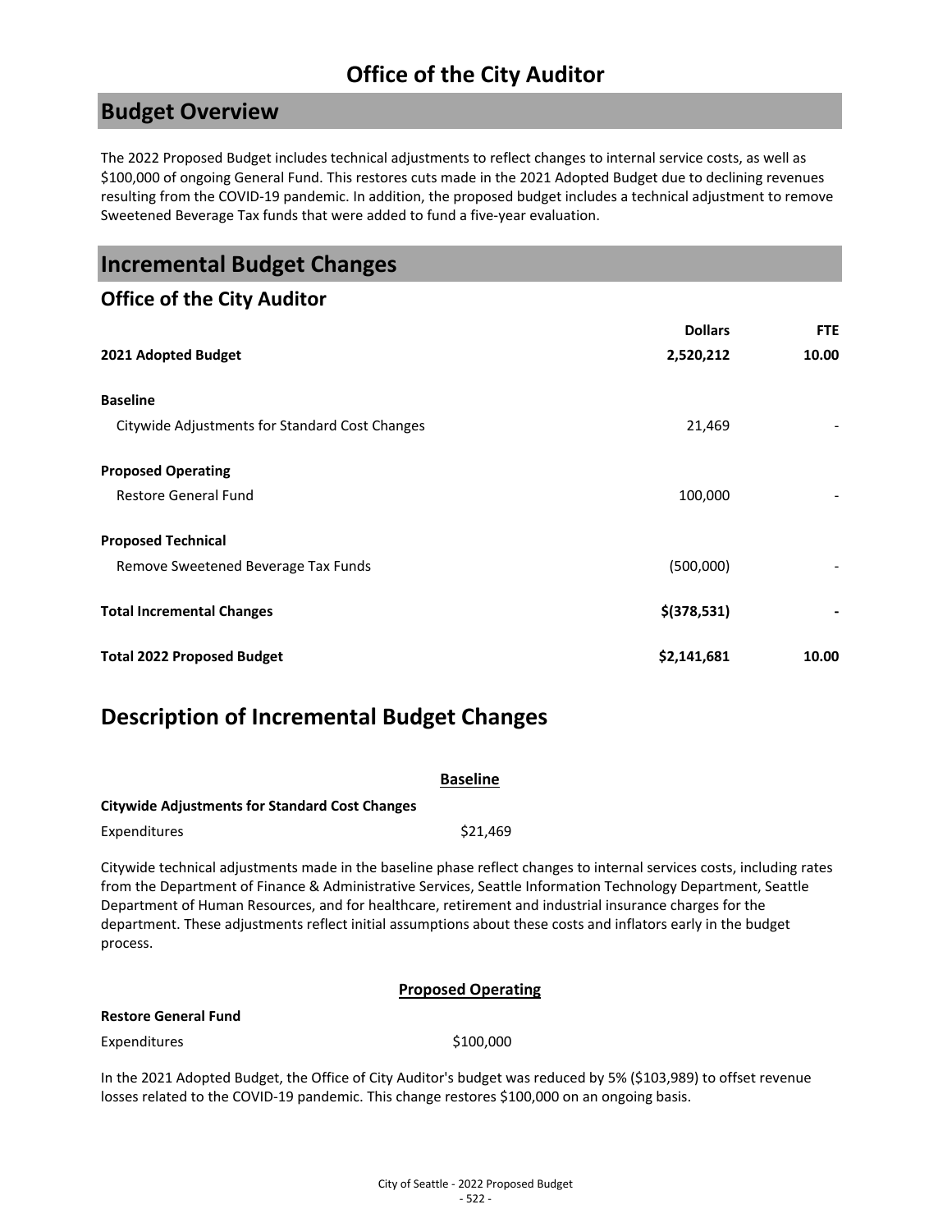# Office of the City Auditor

## Budget Overview

The 2022 Proposed Budget includes technical adjustments to reflect changes to internal service costs, as well as $100,000 of ongoing General Fund. This restores cuts made in the 2021 Adopted Budget due to declining revenues resulting from the COVID-19 pandemic. In addition, the proposed budget includes a technical adjustment to remove Sweetened Beverage Tax funds that were added to fund a five-year evaluation.

## Incremental Budget Changes

### Office of the City Auditor

| | Dollars | FTE |
|---|---|---|
| **2021 Adopted Budget** | **2,520,212** | **10.00** |
| **Baseline** | | |
| Citywide Adjustments for Standard Cost Changes | 21,469 | - |
| **Proposed Operating** | | |
| Restore General Fund | 100,000 | - |
| **Proposed Technical** | | |
| Remove Sweetened Beverage Tax Funds | (500,000) | - |
| **Total Incremental Changes** | **$(378,531)** | **-** |
| **Total 2022 Proposed Budget** | **$2,141,681** | **10.00** |

## Description of Incremental Budget Changes

**Baseline**

**Citywide Adjustments for Standard Cost Changes**

Expenditures $21,469

Citywide technical adjustments made in the baseline phase reflect changes to internal services costs, including rates from the Department of Finance & Administrative Services, Seattle Information Technology Department, Seattle Department of Human Resources, and for healthcare, retirement and industrial insurance charges for the department. These adjustments reflect initial assumptions about these costs and inflators early in the budget process.

**Proposed Operating**

**Restore General Fund**

Expenditures $100,000

In the 2021 Adopted Budget, the Office of City Auditor's budget was reduced by 5% ($103,989) to offset revenue losses related to the COVID-19 pandemic. This change restores $100,000 on an ongoing basis.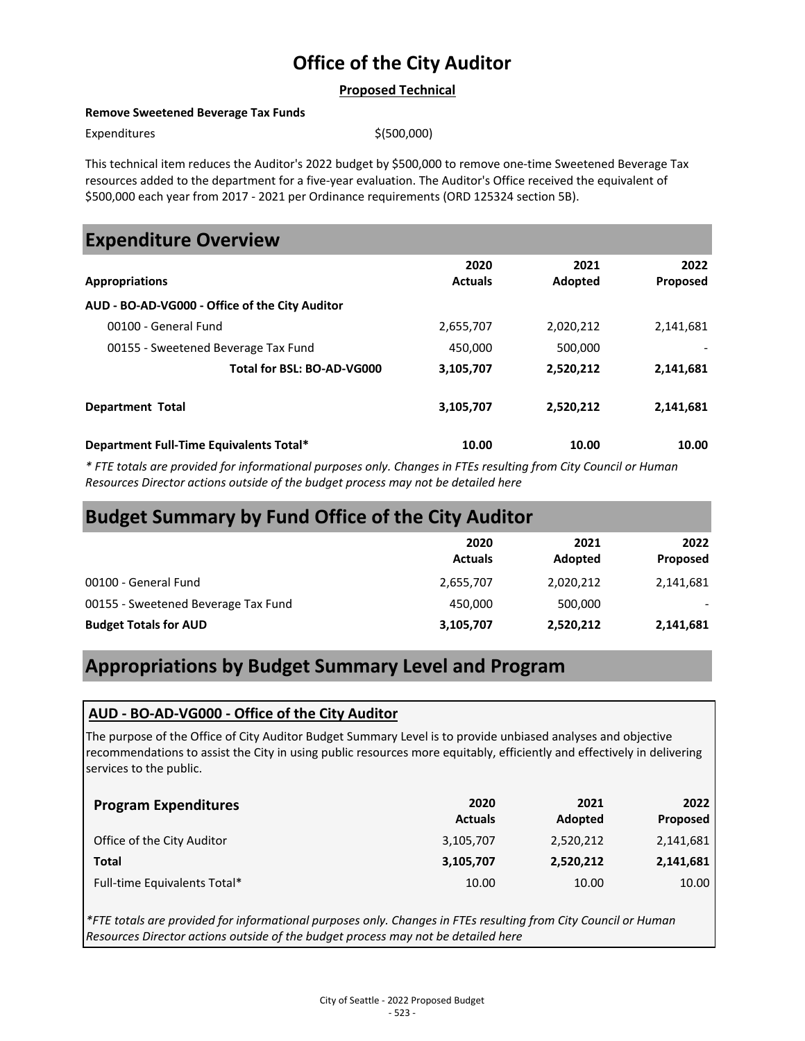# Office of the City Auditor

**Proposed Technical**

**Remove Sweetened Beverage Tax Funds**

Expenditures $(500,000)

This technical item reduces the Auditor's 2022 budget by $500,000 to remove one-time Sweetened Beverage Tax resources added to the department for a five-year evaluation. The Auditor's Office received the equivalent of $500,000 each year from 2017 - 2021 per Ordinance requirements (ORD 125324 section 5B).

## Expenditure Overview

| Appropriations | 2020 Actuals | 2021 Adopted | 2022 Proposed |
|---|---|---|---|
| **AUD - BO-AD-VG000 - Office of the City Auditor** | | | |
| 00100 - General Fund | 2,655,707 | 2,020,212 | 2,141,681 |
| 00155 - Sweetened Beverage Tax Fund | 450,000 | 500,000 | - |
| **Total for BSL: BO-AD-VG000** | **3,105,707** | **2,520,212** | **2,141,681** |
| **Department Total** | **3,105,707** | **2,520,212** | **2,141,681** |
| **Department Full-Time Equivalents Total*** | **10.00** | **10.00** | **10.00** |

*\* FTE totals are provided for informational purposes only. Changes in FTEs resulting from City Council or Human Resources Director actions outside of the budget process may not be detailed here*

## Budget Summary by Fund Office of the City Auditor

| | 2020 Actuals | 2021 Adopted | 2022 Proposed |
|---|---|---|---|
| 00100 - General Fund | 2,655,707 | 2,020,212 | 2,141,681 |
| 00155 - Sweetened Beverage Tax Fund | 450,000 | 500,000 | - |
| **Budget Totals for AUD** | **3,105,707** | **2,520,212** | **2,141,681** |

## Appropriations by Budget Summary Level and Program

### AUD - BO-AD-VG000 - Office of the City Auditor

The purpose of the Office of City Auditor Budget Summary Level is to provide unbiased analyses and objective recommendations to assist the City in using public resources more equitably, efficiently and effectively in delivering services to the public.

| Program Expenditures | 2020 Actuals | 2021 Adopted | 2022 Proposed |
|---|---|---|---|
| Office of the City Auditor | 3,105,707 | 2,520,212 | 2,141,681 |
| **Total** | **3,105,707** | **2,520,212** | **2,141,681** |
| Full-time Equivalents Total* | 10.00 | 10.00 | 10.00 |

*\*FTE totals are provided for informational purposes only. Changes in FTEs resulting from City Council or Human Resources Director actions outside of the budget process may not be detailed here*